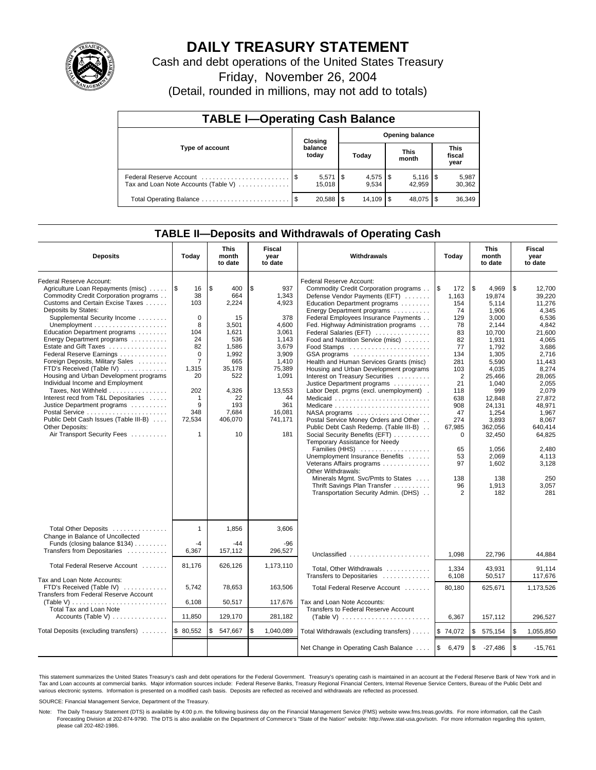# DAILY TREASURY STATEMENT

Cash and debt operations of the United States Treasury

Friday, November 26, 2004

(Detail, rounded in millions, may not add to totals)

## TABLE I—Operating Cash Balance

| Type of account | Closing balance today | Opening balance Today | Opening balance This month | Opening balance This fiscal year |
|---|---|---|---|---|
| Federal Reserve Account | $ 5,571 | $ 4,575 | $ 5,116 | $ 5,987 |
| Tax and Loan Note Accounts (Table V) | 15,018 | 9,534 | 42,959 | 30,362 |
| Total Operating Balance | $ 20,588 | $ 14,109 | $ 48,075 | $ 36,349 |

## TABLE II—Deposits and Withdrawals of Operating Cash

| Deposits | Today | This month to date | Fiscal year to date | Withdrawals | Today | This month to date | Fiscal year to date |
|---|---|---|---|---|---|---|---|
| Federal Reserve Account: | | | | Federal Reserve Account: | | | |
| Agriculture Loan Repayments (misc) | $ 16 | $ 400 | $ 937 | Commodity Credit Corporation programs | $ 172 | $ 4,969 | $ 12,700 |
| Commodity Credit Corporation programs | 38 | 664 | 1,343 | Defense Vendor Payments (EFT) | 1,163 | 19,874 | 39,220 |
| Customs and Certain Excise Taxes | 103 | 2,224 | 4,923 | Education Department programs | 154 | 5,114 | 11,276 |
| Deposits by States: | | | | Energy Department programs | 74 | 1,906 | 4,345 |
| Supplemental Security Income | 0 | 15 | 378 | Federal Employees Insurance Payments | 129 | 3,000 | 6,536 |
| Unemployment | 8 | 3,501 | 4,600 | Fed. Highway Administration programs | 78 | 2,144 | 4,842 |
| Education Department programs | 104 | 1,621 | 3,061 | Federal Salaries (EFT) | 83 | 10,700 | 21,600 |
| Energy Department programs | 24 | 536 | 1,143 | Food and Nutrition Service (misc) | 82 | 1,931 | 4,065 |
| Estate and Gift Taxes | 82 | 1,586 | 3,679 | Food Stamps | 77 | 1,792 | 3,686 |
| Federal Reserve Earnings | 0 | 1,992 | 3,909 | GSA programs | 134 | 1,305 | 2,716 |
| Foreign Deposits, Military Sales | 7 | 665 | 1,410 | Health and Human Services Grants (misc) | 281 | 5,590 | 11,443 |
| FTD's Received (Table IV) | 1,315 | 35,178 | 75,389 | Housing and Urban Development programs | 103 | 4,035 | 8,274 |
| Housing and Urban Development programs | 20 | 522 | 1,091 | Interest on Treasury Securities | 2 | 25,466 | 28,065 |
| Individual Income and Employment | | | | Justice Department programs | 21 | 1,040 | 2,055 |
| Taxes, Not Withheld | 202 | 4,326 | 13,553 | Labor Dept. prgms (excl. unemployment) | 118 | 999 | 2,079 |
| Interest recd from T&L Depositaries | 1 | 22 | 44 | Medicaid | 638 | 12,848 | 27,872 |
| Justice Department programs | 9 | 193 | 361 | Medicare | 908 | 24,131 | 48,971 |
| Postal Service | 348 | 7,684 | 16,081 | NASA programs | 47 | 1,254 | 1,967 |
| Public Debt Cash Issues (Table III-B) | 72,534 | 406,070 | 741,171 | Postal Service Money Orders and Other | 274 | 3,893 | 8,067 |
| Other Deposits: | | | | Public Debt Cash Redemp. (Table III-B) | 67,985 | 362,056 | 640,414 |
| Air Transport Security Fees | 1 | 10 | 181 | Social Security Benefits (EFT) | 0 | 32,450 | 64,825 |
| | | | | Temporary Assistance for Needy Families (HHS) | 65 | 1,056 | 2,480 |
| | | | | Unemployment Insurance Benefits | 53 | 2,069 | 4,113 |
| | | | | Veterans Affairs programs | 97 | 1,602 | 3,128 |
| | | | | Other Withdrawals: | | | |
| | | | | Minerals Mgmt. Svc/Pmts to States | 138 | 138 | 250 |
| | | | | Thrift Savings Plan Transfer | 96 | 1,913 | 3,057 |
| | | | | Transportation Security Admin. (DHS) | 2 | 182 | 281 |
| Total Other Deposits | 1 | 1,856 | 3,606 | | | | |
| Change in Balance of Uncollected Funds (closing balance $134) | -4 | -44 | -96 | | | | |
| Transfers from Depositaries | 6,367 | 157,112 | 296,527 | Unclassified | 1,098 | 22,796 | 44,884 |
| Total Federal Reserve Account | 81,176 | 626,126 | 1,173,110 | Total, Other Withdrawals | 1,334 | 43,931 | 91,114 |
| | | | | Transfers to Depositaries | 6,108 | 50,517 | 117,676 |
| Tax and Loan Note Accounts: | | | | | | | |
| FTD's Received (Table IV) | 5,742 | 78,653 | 163,506 | Total Federal Reserve Account | 80,180 | 625,671 | 1,173,526 |
| Transfers from Federal Reserve Account (Table V) | 6,108 | 50,517 | 117,676 | Tax and Loan Note Accounts: | | | |
| Total Tax and Loan Note Accounts (Table V) | 11,850 | 129,170 | 281,182 | Transfers to Federal Reserve Account (Table V) | 6,367 | 157,112 | 296,527 |
| Total Deposits (excluding transfers) | $ 80,552 | $ 547,667 | $ 1,040,089 | Total Withdrawals (excluding transfers) | $ 74,072 | $ 575,154 | $ 1,055,850 |
| | | | | Net Change in Operating Cash Balance | $ 6,479 | $ -27,486 | $ -15,761 |

This statement summarizes the United States Treasury's cash and debt operations for the Federal Government. Treasury's operating cash is maintained in an account at the Federal Reserve Bank of New York and in Tax and Loan accounts at commercial banks. Major information sources include: Federal Reserve Banks, Treasury Regional Financial Centers, Internal Revenue Service Centers, Bureau of the Public Debt and various electronic systems. Information is presented on a modified cash basis. Deposits are reflected as received and withdrawals are reflected as processed.

SOURCE: Financial Management Service, Department of the Treasury.

Note: The Daily Treasury Statement (DTS) is available by 4:00 p.m. the following business day on the Financial Management Service (FMS) website www.fms.treas.gov/dts. For more information, call the Cash Forecasting Division at 202-874-9790. The DTS is also available on the Department of Commerce's "State of the Nation" website: http://www.stat-usa.gov/sotn. For more information regarding this system, please call 202-482-1986.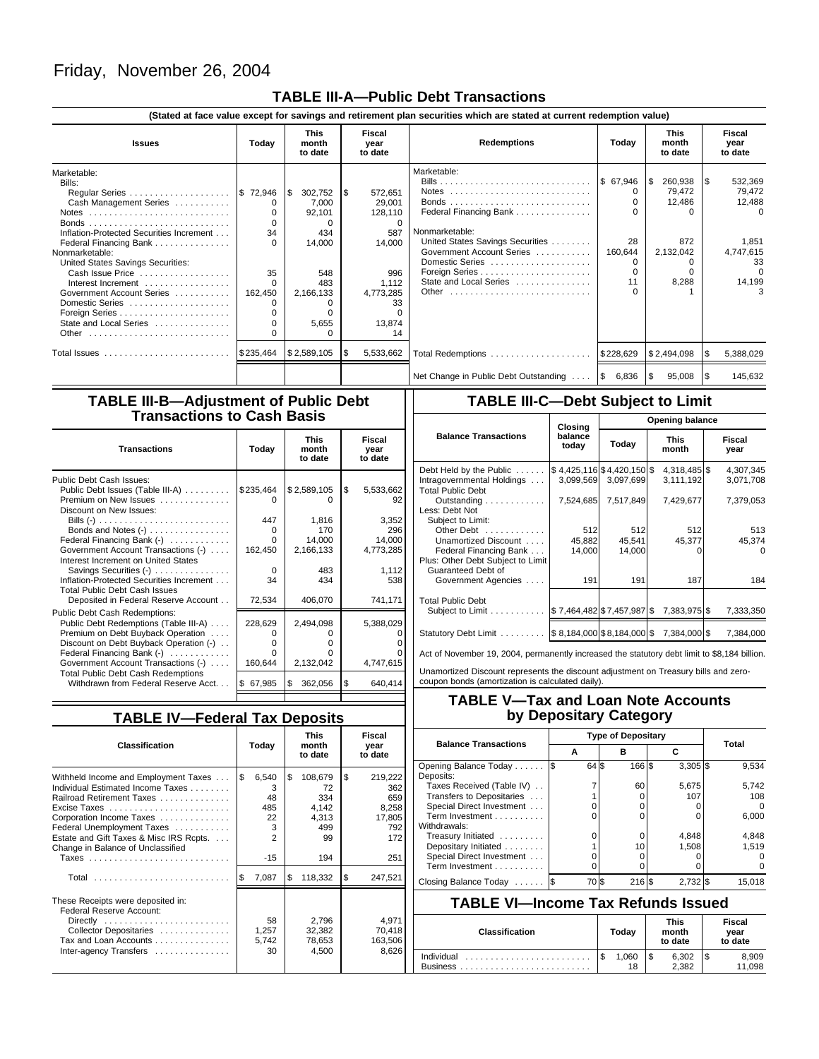Friday, November 26, 2004

## TABLE III-A—Public Debt Transactions

(Stated at face value except for savings and retirement plan securities which are stated at current redemption value)

| Issues | Today | This month to date | Fiscal year to date | Redemptions | Today | This month to date | Fiscal year to date |
|---|---|---|---|---|---|---|---|
| Marketable: | | | | Marketable: | | | |
| Bills: | | | | Bills | $ 67,946 | $ 260,938 | $ 532,369 |
| Regular Series | $ 72,946 | $ 302,752 | $ 572,651 | Notes | 0 | 79,472 | 79,472 |
| Cash Management Series | 0 | 7,000 | 29,001 | Bonds | 0 | 12,486 | 12,488 |
| Notes | 0 | 92,101 | 128,110 | Federal Financing Bank | 0 | 0 | 0 |
| Bonds | 0 | 0 | 0 | | | | |
| Inflation-Protected Securities Increment | 34 | 434 | 587 | Nonmarketable: | | | |
| Federal Financing Bank | 0 | 14,000 | 14,000 | United States Savings Securities | 28 | 872 | 1,851 |
| Nonmarketable: | | | | Government Account Series | 160,644 | 2,132,042 | 4,747,615 |
| United States Savings Securities: | | | | Domestic Series | 0 | 0 | 33 |
| Cash Issue Price | 35 | 548 | 996 | Foreign Series | 0 | 0 | 0 |
| Interest Increment | 0 | 483 | 1,112 | State and Local Series | 11 | 8,288 | 14,199 |
| Government Account Series | 162,450 | 2,166,133 | 4,773,285 | Other | 0 | 1 | 3 |
| Domestic Series | 0 | 0 | 33 | | | | |
| Foreign Series | 0 | 0 | 0 | | | | |
| State and Local Series | 0 | 5,655 | 13,874 | | | | |
| Other | 0 | 0 | 14 | | | | |
| Total Issues | $235,464 | $2,589,105 | $ 5,533,662 | Total Redemptions | $228,629 | $2,494,098 | $ 5,388,029 |
| | | | | Net Change in Public Debt Outstanding | $ 6,836 | $ 95,008 | $ 145,632 |

## TABLE III-B—Adjustment of Public Debt Transactions to Cash Basis

| Transactions | Today | This month to date | Fiscal year to date |
|---|---|---|---|
| Public Debt Cash Issues: | | | |
| Public Debt Issues (Table III-A) | $235,464 | $2,589,105 | $ 5,533,662 |
| Premium on New Issues | 0 | 0 | 92 |
| Discount on New Issues: | | | |
| Bills (-) | 447 | 1,816 | 3,352 |
| Bonds and Notes (-) | 0 | 170 | 296 |
| Federal Financing Bank (-) | 0 | 14,000 | 14,000 |
| Government Account Transactions (-) | 162,450 | 2,166,133 | 4,773,285 |
| Interest Increment on United States Savings Securities (-) | 0 | 483 | 1,112 |
| Inflation-Protected Securities Increment | 34 | 434 | 538 |
| Total Public Debt Cash Issues Deposited in Federal Reserve Account | 72,534 | 406,070 | 741,171 |
| Public Debt Cash Redemptions: | | | |
| Public Debt Redemptions (Table III-A) | 228,629 | 2,494,098 | 5,388,029 |
| Premium on Debt Buyback Operation | 0 | 0 | 0 |
| Discount on Debt Buyback Operation (-) | 0 | 0 | 0 |
| Federal Financing Bank (-) | 0 | 0 | 0 |
| Government Account Transactions (-) | 160,644 | 2,132,042 | 4,747,615 |
| Total Public Debt Cash Redemptions Withdrawn from Federal Reserve Acct. | $ 67,985 | $ 362,056 | $ 640,414 |

## TABLE III-C—Debt Subject to Limit

| Balance Transactions | Closing balance today | Opening balance Today | Opening balance This month | Opening balance Fiscal year |
|---|---|---|---|---|
| Debt Held by the Public | $ 4,425,116 | $ 4,420,150 | $ 4,318,485 | $ 4,307,345 |
| Intragovernmental Holdings | 3,099,569 | 3,097,699 | 3,111,192 | 3,071,708 |
| Total Public Debt Outstanding | 7,524,685 | 7,517,849 | 7,429,677 | 7,379,053 |
| Less: Debt Not Subject to Limit: | | | | |
| Other Debt | 512 | 512 | 512 | 513 |
| Unamortized Discount | 45,882 | 45,541 | 45,377 | 45,374 |
| Federal Financing Bank | 14,000 | 14,000 | 0 | 0 |
| Plus: Other Debt Subject to Limit Guaranteed Debt of Government Agencies | 191 | 191 | 187 | 184 |
| Total Public Debt Subject to Limit | $ 7,464,482 | $ 7,457,987 | $ 7,383,975 | $ 7,333,350 |
| Statutory Debt Limit | $ 8,184,000 | $ 8,184,000 | $ 7,384,000 | $ 7,384,000 |

Act of November 19, 2004, permanently increased the statutory debt limit to $8,184 billion.

Unamortized Discount represents the discount adjustment on Treasury bills and zero-coupon bonds (amortization is calculated daily).

## TABLE IV—Federal Tax Deposits

| Classification | Today | This month to date | Fiscal year to date |
|---|---|---|---|
| Withheld Income and Employment Taxes | $ 6,540 | $ 108,679 | $ 219,222 |
| Individual Estimated Income Taxes | 3 | 72 | 362 |
| Railroad Retirement Taxes | 48 | 334 | 659 |
| Excise Taxes | 485 | 4,142 | 8,258 |
| Corporation Income Taxes | 22 | 4,313 | 17,805 |
| Federal Unemployment Taxes | 3 | 499 | 792 |
| Estate and Gift Taxes & Misc IRS Rcpts. | 2 | 99 | 172 |
| Change in Balance of Unclassified Taxes | -15 | 194 | 251 |
| Total | $ 7,087 | $ 118,332 | $ 247,521 |
| These Receipts were deposited in: | | | |
| Federal Reserve Account: | | | |
| Directly | 58 | 2,796 | 4,971 |
| Collector Depositaries | 1,257 | 32,382 | 70,418 |
| Tax and Loan Accounts | 5,742 | 78,653 | 163,506 |
| Inter-agency Transfers | 30 | 4,500 | 8,626 |

## TABLE V—Tax and Loan Note Accounts by Depositary Category

| Balance Transactions | Type of Depositary A | B | C | Total |
|---|---|---|---|---|
| Opening Balance Today | $ 64 | $ 166 | $ 3,305 | $ 9,534 |
| Deposits: | | | | |
| Taxes Received (Table IV) | 7 | 60 | 5,675 | 5,742 |
| Transfers to Depositaries | 1 | 0 | 107 | 108 |
| Special Direct Investment | 0 | 0 | 0 | 0 |
| Term Investment | 0 | 0 | 0 | 6,000 |
| Withdrawals: | | | | |
| Treasury Initiated | 0 | 0 | 4,848 | 4,848 |
| Depositary Initiated | 1 | 10 | 1,508 | 1,519 |
| Special Direct Investment | 0 | 0 | 0 | 0 |
| Term Investment | 0 | 0 | 0 | 0 |
| Closing Balance Today | $ 70 | $ 216 | $ 2,732 | $ 15,018 |

## TABLE VI—Income Tax Refunds Issued

| Classification | Today | This month to date | Fiscal year to date |
|---|---|---|---|
| Individual | $ 1,060 | $ 6,302 | $ 8,909 |
| Business | 18 | 2,382 | 11,098 |